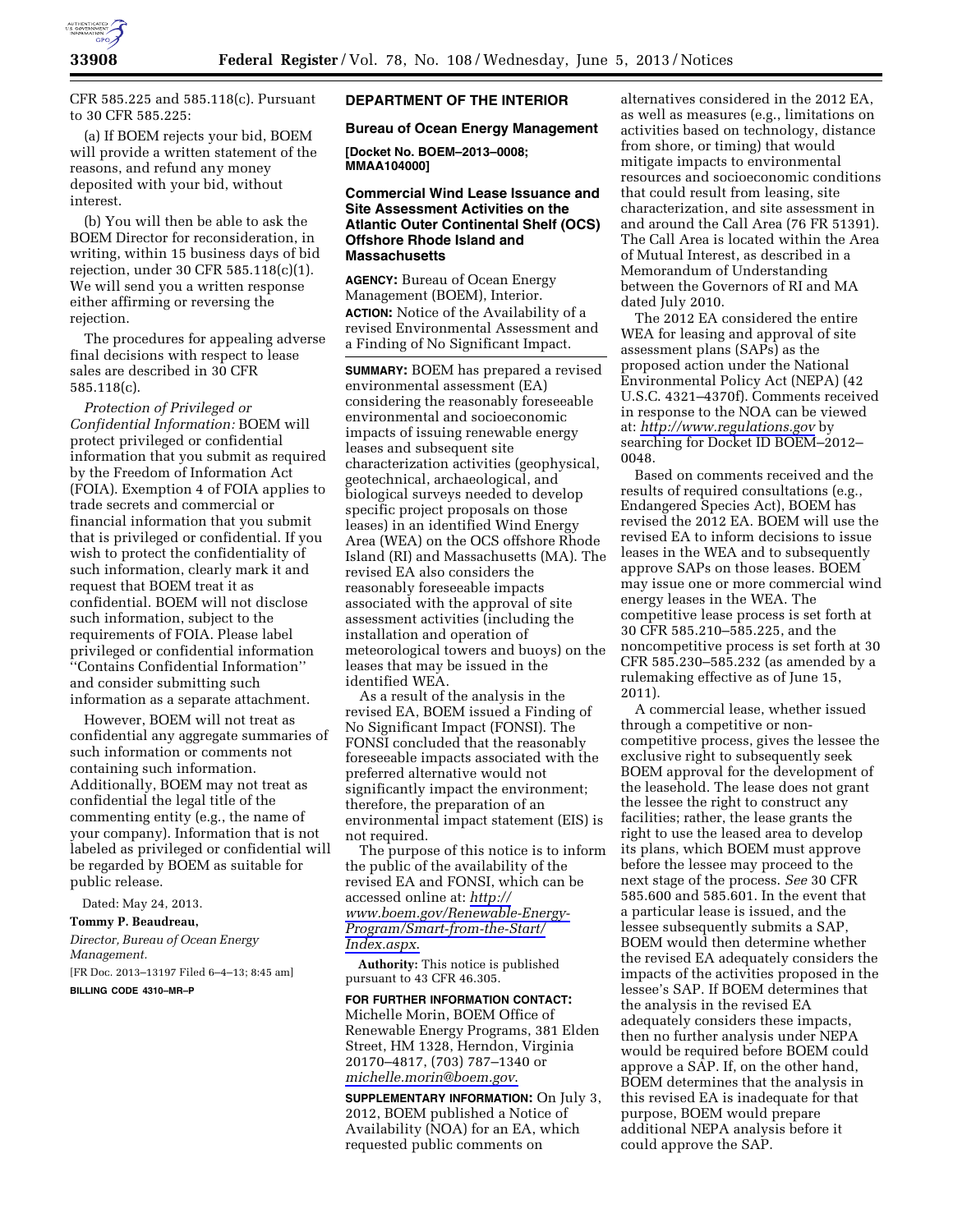CFR 585.225 and 585.118(c). Pursuant to 30 CFR 585.225:

(a) If BOEM rejects your bid, BOEM will provide a written statement of the reasons, and refund any money deposited with your bid, without interest.

(b) You will then be able to ask the BOEM Director for reconsideration, in writing, within 15 business days of bid rejection, under 30 CFR 585.118(c)(1). We will send you a written response either affirming or reversing the rejection.

The procedures for appealing adverse final decisions with respect to lease sales are described in 30 CFR 585.118(c).

*Protection of Privileged or Confidential Information:* BOEM will protect privileged or confidential information that you submit as required by the Freedom of Information Act (FOIA). Exemption 4 of FOIA applies to trade secrets and commercial or financial information that you submit that is privileged or confidential. If you wish to protect the confidentiality of such information, clearly mark it and request that BOEM treat it as confidential. BOEM will not disclose such information, subject to the requirements of FOIA. Please label privileged or confidential information ''Contains Confidential Information'' and consider submitting such information as a separate attachment.

However, BOEM will not treat as confidential any aggregate summaries of such information or comments not containing such information. Additionally, BOEM may not treat as confidential the legal title of the commenting entity (e.g., the name of your company). Information that is not labeled as privileged or confidential will be regarded by BOEM as suitable for public release.

Dated: May 24, 2013.

**Tommy P. Beaudreau,**

*Director, Bureau of Ocean Energy Management.*

[FR Doc. 2013–13197 Filed 6–4–13; 8:45 am]

**BILLING CODE 4310–MR–P**

## DEPARTMENT OF THE INTERIOR

### Bureau of Ocean Energy Management

**[Docket No. BOEM–2013–0008; MMAA104000]**

### Commercial Wind Lease Issuance and Site Assessment Activities on the Atlantic Outer Continental Shelf (OCS) Offshore Rhode Island and Massachusetts

**AGENCY:** Bureau of Ocean Energy Management (BOEM), Interior.

**ACTION:** Notice of the Availability of a revised Environmental Assessment and a Finding of No Significant Impact.

**SUMMARY:** BOEM has prepared a revised environmental assessment (EA) considering the reasonably foreseeable environmental and socioeconomic impacts of issuing renewable energy leases and subsequent site characterization activities (geophysical, geotechnical, archaeological, and biological surveys needed to develop specific project proposals on those leases) in an identified Wind Energy Area (WEA) on the OCS offshore Rhode Island (RI) and Massachusetts (MA). The revised EA also considers the reasonably foreseeable impacts associated with the approval of site assessment activities (including the installation and operation of meteorological towers and buoys) on the leases that may be issued in the identified WEA.

As a result of the analysis in the revised EA, BOEM issued a Finding of No Significant Impact (FONSI). The FONSI concluded that the reasonably foreseeable impacts associated with the preferred alternative would not significantly impact the environment; therefore, the preparation of an environmental impact statement (EIS) is not required.

The purpose of this notice is to inform the public of the availability of the revised EA and FONSI, which can be accessed online at: *http://www.boem.gov/Renewable-Energy-Program/Smart-from-the-Start/Index.aspx.*

**Authority:** This notice is published pursuant to 43 CFR 46.305.

**FOR FURTHER INFORMATION CONTACT:** Michelle Morin, BOEM Office of Renewable Energy Programs, 381 Elden Street, HM 1328, Herndon, Virginia 20170–4817, (703) 787–1340 or *michelle.morin@boem.gov.*

**SUPPLEMENTARY INFORMATION:** On July 3, 2012, BOEM published a Notice of Availability (NOA) for an EA, which requested public comments on alternatives considered in the 2012 EA, as well as measures (e.g., limitations on activities based on technology, distance from shore, or timing) that would mitigate impacts to environmental resources and socioeconomic conditions that could result from leasing, site characterization, and site assessment in and around the Call Area (76 FR 51391). The Call Area is located within the Area of Mutual Interest, as described in a Memorandum of Understanding between the Governors of RI and MA dated July 2010.

The 2012 EA considered the entire WEA for leasing and approval of site assessment plans (SAPs) as the proposed action under the National Environmental Policy Act (NEPA) (42 U.S.C. 4321–4370f). Comments received in response to the NOA can be viewed at: *http://www.regulations.gov* by searching for Docket ID BOEM–2012–0048.

Based on comments received and the results of required consultations (e.g., Endangered Species Act), BOEM has revised the 2012 EA. BOEM will use the revised EA to inform decisions to issue leases in the WEA and to subsequently approve SAPs on those leases. BOEM may issue one or more commercial wind energy leases in the WEA. The competitive lease process is set forth at 30 CFR 585.210–585.225, and the noncompetitive process is set forth at 30 CFR 585.230–585.232 (as amended by a rulemaking effective as of June 15, 2011).

A commercial lease, whether issued through a competitive or non-competitive process, gives the lessee the exclusive right to subsequently seek BOEM approval for the development of the leasehold. The lease does not grant the lessee the right to construct any facilities; rather, the lease grants the right to use the leased area to develop its plans, which BOEM must approve before the lessee may proceed to the next stage of the process. *See* 30 CFR 585.600 and 585.601. In the event that a particular lease is issued, and the lessee subsequently submits a SAP, BOEM would then determine whether the revised EA adequately considers the impacts of the activities proposed in the lessee's SAP. If BOEM determines that the analysis in the revised EA adequately considers these impacts, then no further analysis under NEPA would be required before BOEM could approve a SAP. If, on the other hand, BOEM determines that the analysis in this revised EA is inadequate for that purpose, BOEM would prepare additional NEPA analysis before it could approve the SAP.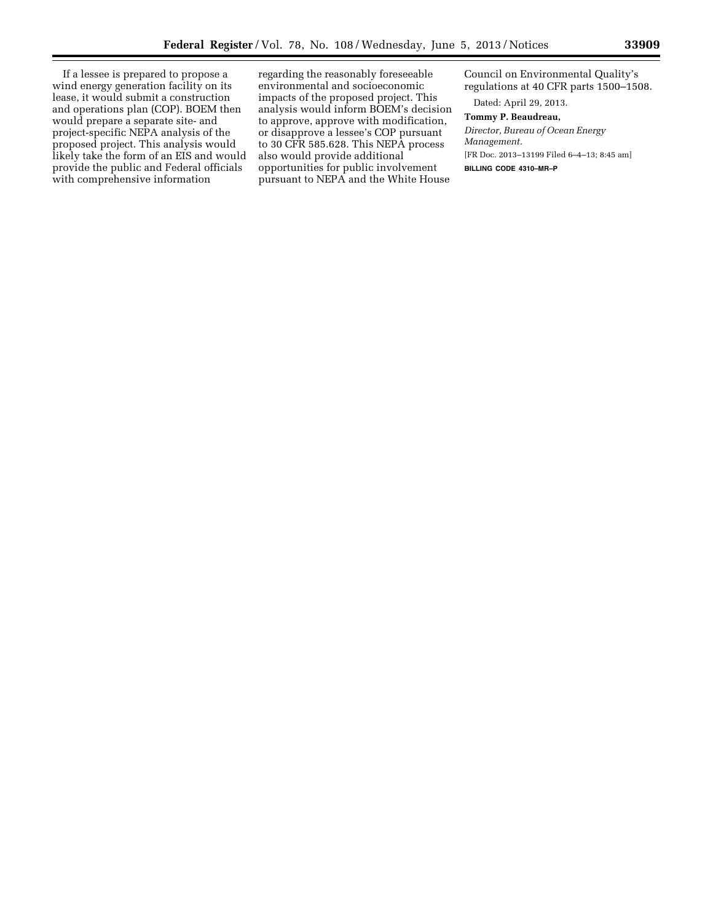If a lessee is prepared to propose a wind energy generation facility on its lease, it would submit a construction and operations plan (COP). BOEM then would prepare a separate site- and project-specific NEPA analysis of the proposed project. This analysis would likely take the form of an EIS and would provide the public and Federal officials with comprehensive information regarding the reasonably foreseeable environmental and socioeconomic impacts of the proposed project. This analysis would inform BOEM's decision to approve, approve with modification, or disapprove a lessee's COP pursuant to 30 CFR 585.628. This NEPA process also would provide additional opportunities for public involvement pursuant to NEPA and the White House Council on Environmental Quality's regulations at 40 CFR parts 1500–1508.

Dated: April 29, 2013.

**Tommy P. Beaudreau,**

*Director, Bureau of Ocean Energy Management.*

[FR Doc. 2013–13199 Filed 6–4–13; 8:45 am]

**BILLING CODE 4310–MR–P**